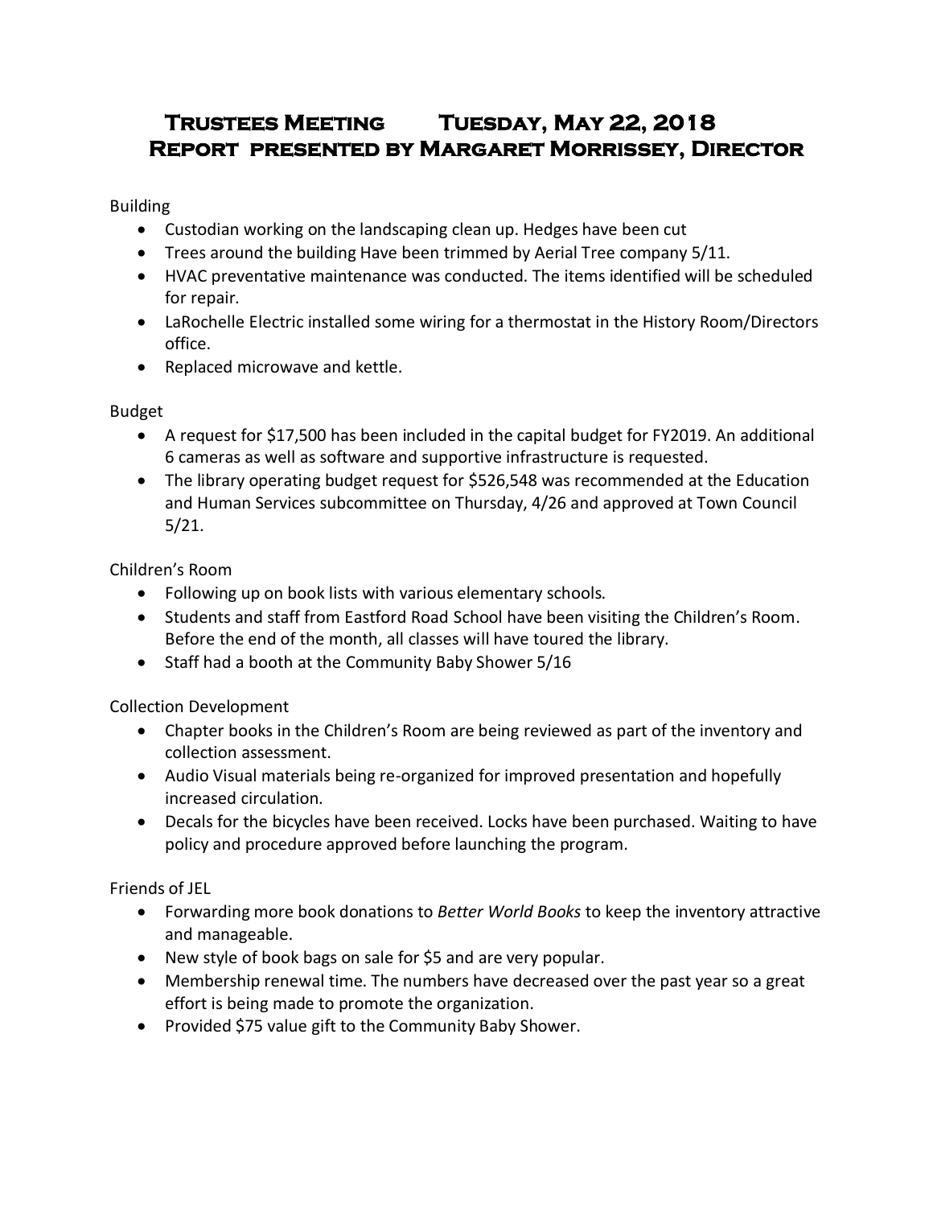# Trustees Meeting Tuesday, May 22, 2018
## Report presented by Margaret Morrissey, Director

Building

- Custodian working on the landscaping clean up. Hedges have been cut
- Trees around the building Have been trimmed by Aerial Tree company 5/11.
- HVAC preventative maintenance was conducted. The items identified will be scheduled for repair.
- LaRochelle Electric installed some wiring for a thermostat in the History Room/Directors office.
- Replaced microwave and kettle.

Budget

- A request for $17,500 has been included in the capital budget for FY2019. An additional 6 cameras as well as software and supportive infrastructure is requested.
- The library operating budget request for $526,548 was recommended at the Education and Human Services subcommittee on Thursday, 4/26 and approved at Town Council 5/21.

Children's Room

- Following up on book lists with various elementary schools.
- Students and staff from Eastford Road School have been visiting the Children's Room. Before the end of the month, all classes will have toured the library.
- Staff had a booth at the Community Baby Shower 5/16

Collection Development

- Chapter books in the Children's Room are being reviewed as part of the inventory and collection assessment.
- Audio Visual materials being re-organized for improved presentation and hopefully increased circulation.
- Decals for the bicycles have been received. Locks have been purchased. Waiting to have policy and procedure approved before launching the program.

Friends of JEL

- Forwarding more book donations to *Better World Books* to keep the inventory attractive and manageable.
- New style of book bags on sale for $5 and are very popular.
- Membership renewal time. The numbers have decreased over the past year so a great effort is being made to promote the organization.
- Provided $75 value gift to the Community Baby Shower.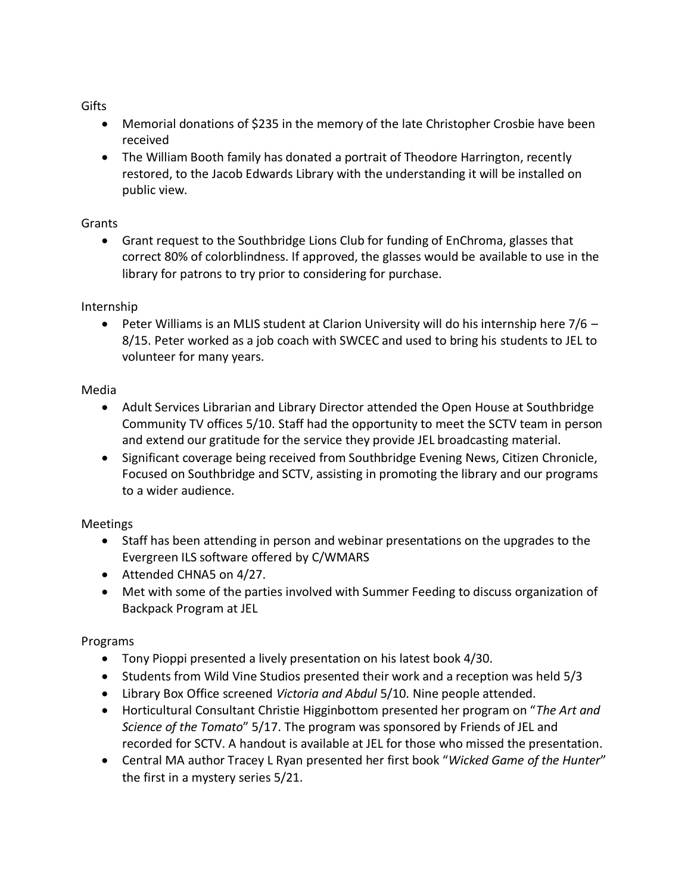Gifts

- Memorial donations of $235 in the memory of the late Christopher Crosbie have been received
- The William Booth family has donated a portrait of Theodore Harrington, recently restored, to the Jacob Edwards Library with the understanding it will be installed on public view.

Grants

- Grant request to the Southbridge Lions Club for funding of EnChroma, glasses that correct 80% of colorblindness. If approved, the glasses would be available to use in the library for patrons to try prior to considering for purchase.

Internship

- Peter Williams is an MLIS student at Clarion University will do his internship here 7/6 – 8/15. Peter worked as a job coach with SWCEC and used to bring his students to JEL to volunteer for many years.

Media

- Adult Services Librarian and Library Director attended the Open House at Southbridge Community TV offices 5/10. Staff had the opportunity to meet the SCTV team in person and extend our gratitude for the service they provide JEL broadcasting material.
- Significant coverage being received from Southbridge Evening News, Citizen Chronicle, Focused on Southbridge and SCTV, assisting in promoting the library and our programs to a wider audience.

Meetings

- Staff has been attending in person and webinar presentations on the upgrades to the Evergreen ILS software offered by C/WMARS
- Attended CHNA5 on 4/27.
- Met with some of the parties involved with Summer Feeding to discuss organization of Backpack Program at JEL

Programs

- Tony Pioppi presented a lively presentation on his latest book 4/30.
- Students from Wild Vine Studios presented their work and a reception was held 5/3
- Library Box Office screened *Victoria and Abdul* 5/10. Nine people attended.
- Horticultural Consultant Christie Higginbottom presented her program on "*The Art and Science of the Tomato*" 5/17. The program was sponsored by Friends of JEL and recorded for SCTV. A handout is available at JEL for those who missed the presentation.
- Central MA author Tracey L Ryan presented her first book "*Wicked Game of the Hunter*" the first in a mystery series 5/21.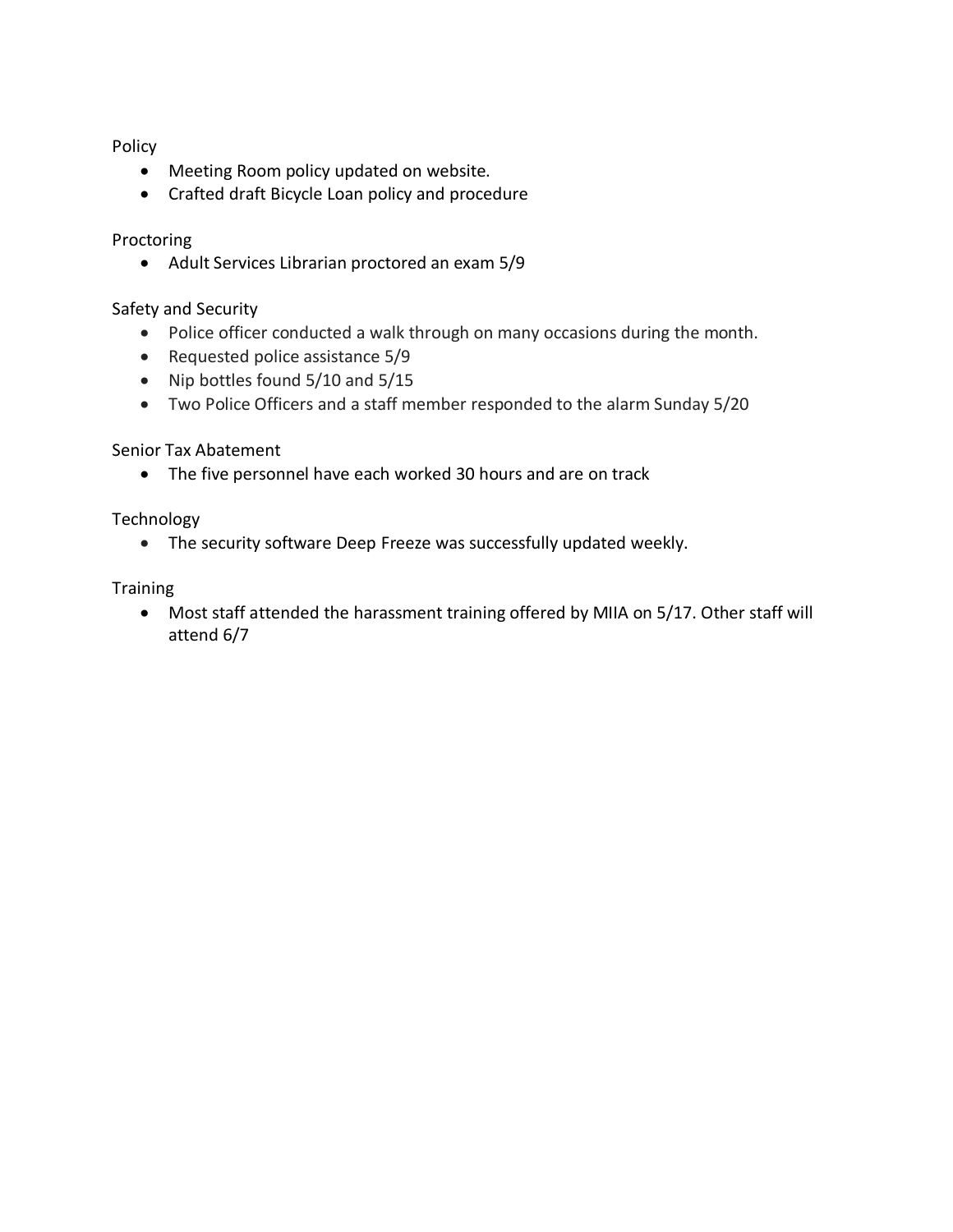Policy

- Meeting Room policy updated on website.
- Crafted draft Bicycle Loan policy and procedure

Proctoring

- Adult Services Librarian proctored an exam 5/9

Safety and Security

- Police officer conducted a walk through on many occasions during the month.
- Requested police assistance 5/9
- Nip bottles found 5/10 and 5/15
- Two Police Officers and a staff member responded to the alarm Sunday 5/20

Senior Tax Abatement

- The five personnel have each worked 30 hours and are on track

Technology

- The security software Deep Freeze was successfully updated weekly.

Training

- Most staff attended the harassment training offered by MIIA on 5/17. Other staff will attend 6/7